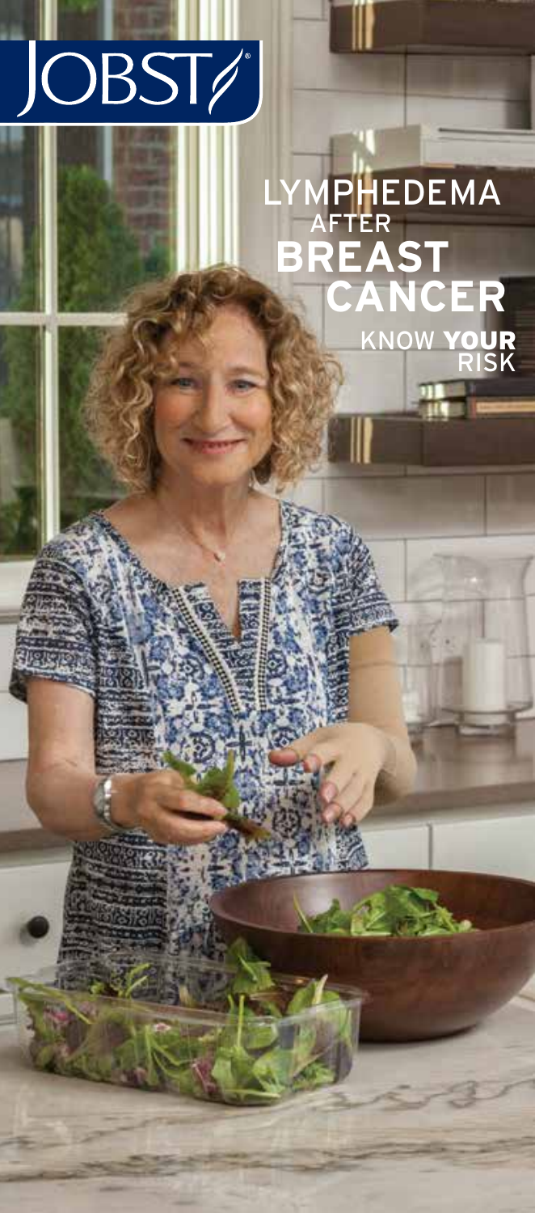JOBST®

# LYMPHEDEMA AFTER BREAST CANCER

## KNOW **YOUR** RISK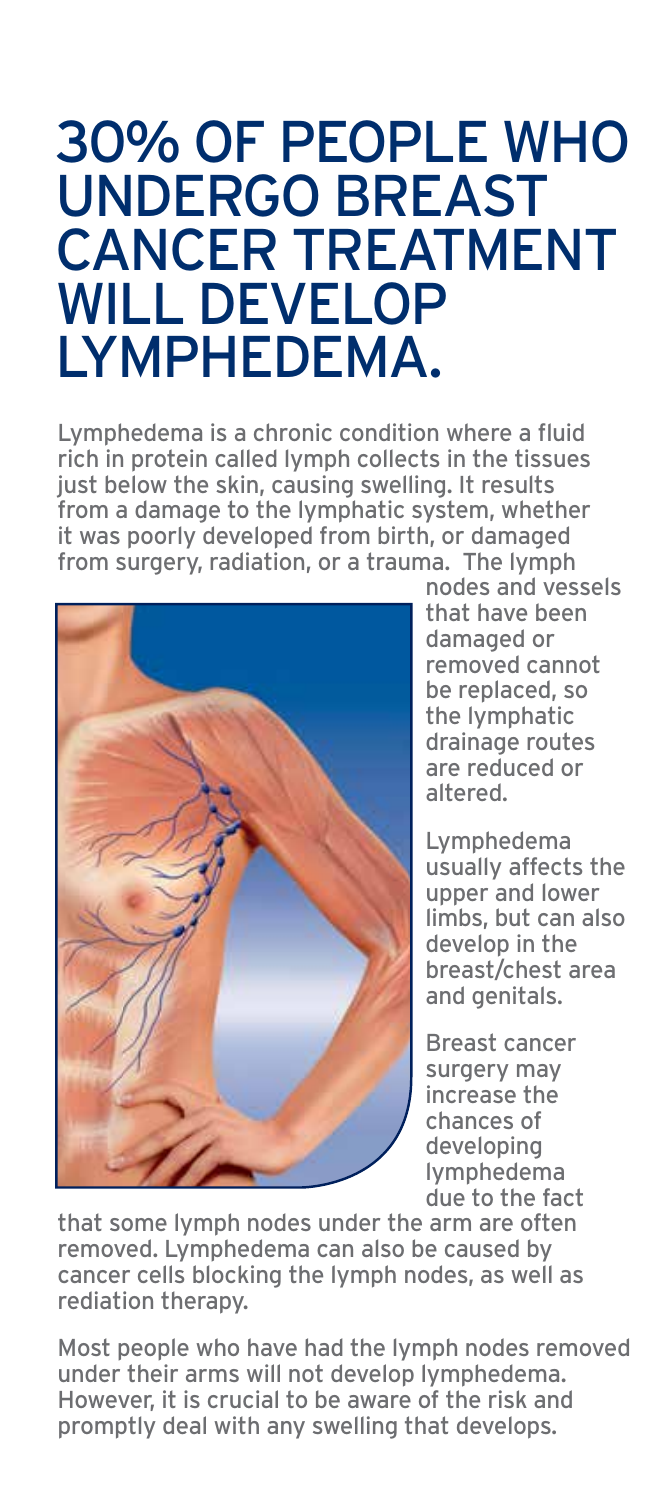# 30% OF PEOPLE WHO UNDERGO BREAST CANCER TREATMENT WILL DEVELOP LYMPHEDEMA.

Lymphedema is a chronic condition where a fluid rich in protein called lymph collects in the tissues just below the skin, causing swelling. It results from a damage to the lymphatic system, whether it was poorly developed from birth, or damaged from surgery, radiation, or a trauma. The lymph nodes and vessels that have been damaged or removed cannot be replaced, so the lymphatic drainage routes are reduced or altered.

Lymphedema usually affects the upper and lower limbs, but can also develop in the breast/chest area and genitals.

Breast cancer surgery may increase the chances of developing lymphedema due to the fact that some lymph nodes under the arm are often removed. Lymphedema can also be caused by cancer cells blocking the lymph nodes, as well as rediation therapy.

Most people who have had the lymph nodes removed under their arms will not develop lymphedema. However, it is crucial to be aware of the risk and promptly deal with any swelling that develops.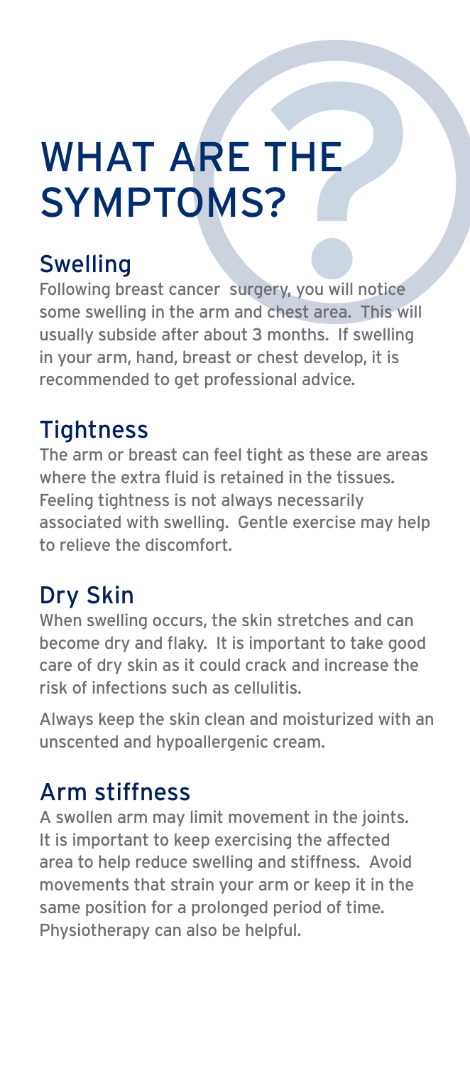# WHAT ARE THE SYMPTOMS?

## Swelling

Following breast cancer surgery, you will notice some swelling in the arm and chest area. This will usually subside after about 3 months. If swelling in your arm, hand, breast or chest develop, it is recommended to get professional advice.

## Tightness

The arm or breast can feel tight as these are areas where the extra fluid is retained in the tissues. Feeling tightness is not always necessarily associated with swelling. Gentle exercise may help to relieve the discomfort.

## Dry Skin

When swelling occurs, the skin stretches and can become dry and flaky. It is important to take good care of dry skin as it could crack and increase the risk of infections such as cellulitis.

Always keep the skin clean and moisturized with an unscented and hypoallergenic cream.

## Arm stiffness

A swollen arm may limit movement in the joints. It is important to keep exercising the affected area to help reduce swelling and stiffness. Avoid movements that strain your arm or keep it in the same position for a prolonged period of time. Physiotherapy can also be helpful.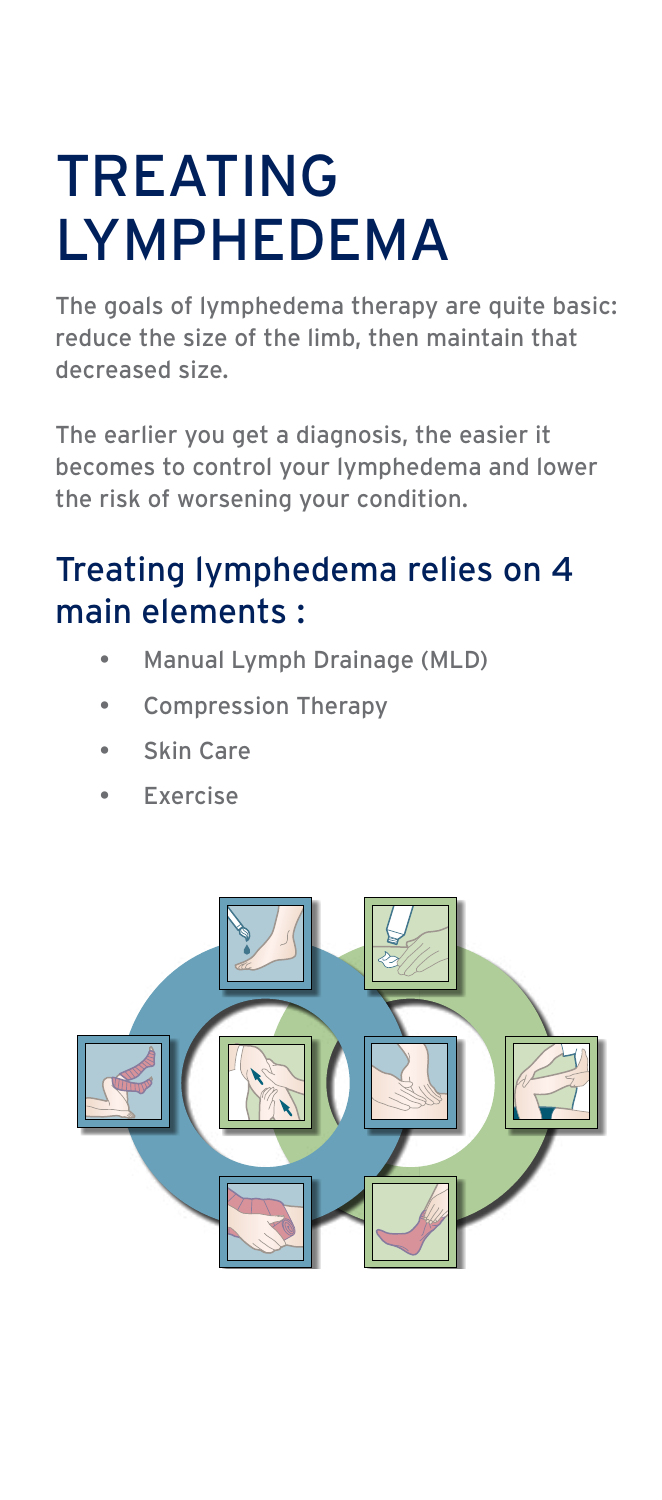# TREATING LYMPHEDEMA

The goals of lymphedema therapy are quite basic: reduce the size of the limb, then maintain that decreased size.

The earlier you get a diagnosis, the easier it becomes to control your lymphedema and lower the risk of worsening your condition.

## Treating lymphedema relies on 4 main elements :

- Manual Lymph Drainage (MLD)
- Compression Therapy
- Skin Care
- Exercise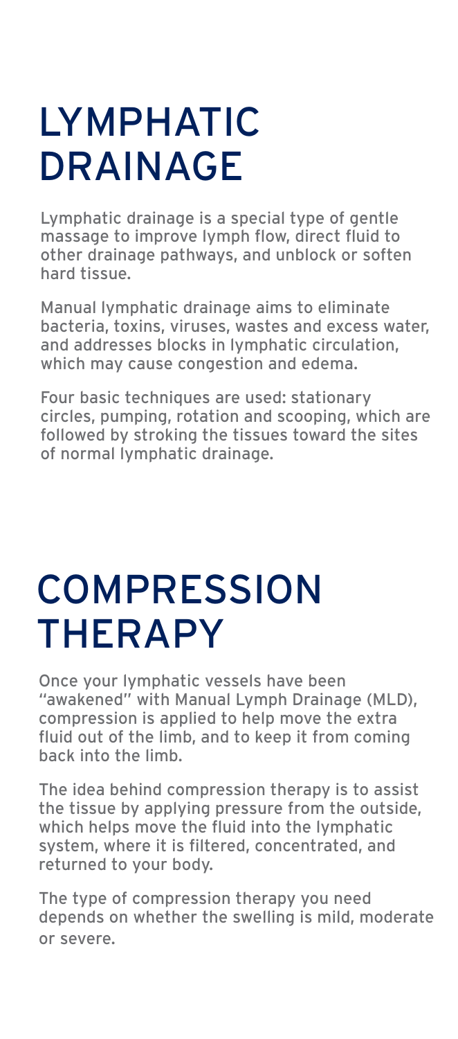# LYMPHATIC DRAINAGE

Lymphatic drainage is a special type of gentle massage to improve lymph flow, direct fluid to other drainage pathways, and unblock or soften hard tissue.

Manual lymphatic drainage aims to eliminate bacteria, toxins, viruses, wastes and excess water, and addresses blocks in lymphatic circulation, which may cause congestion and edema.

Four basic techniques are used: stationary circles, pumping, rotation and scooping, which are followed by stroking the tissues toward the sites of normal lymphatic drainage.

# COMPRESSION THERAPY

Once your lymphatic vessels have been "awakened" with Manual Lymph Drainage (MLD), compression is applied to help move the extra fluid out of the limb, and to keep it from coming back into the limb.

The idea behind compression therapy is to assist the tissue by applying pressure from the outside, which helps move the fluid into the lymphatic system, where it is filtered, concentrated, and returned to your body.

The type of compression therapy you need depends on whether the swelling is mild, moderate or severe.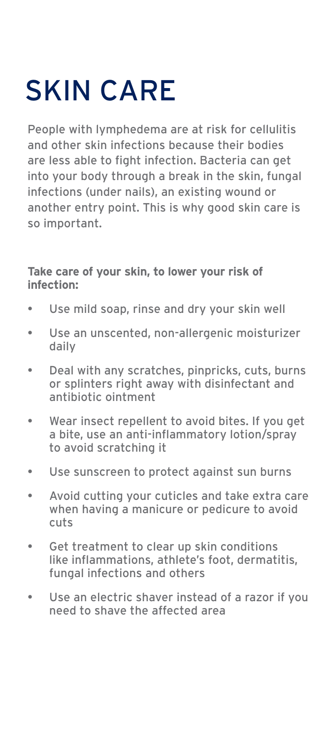# SKIN CARE

People with lymphedema are at risk for cellulitis and other skin infections because their bodies are less able to fight infection. Bacteria can get into your body through a break in the skin, fungal infections (under nails), an existing wound or another entry point. This is why good skin care is so important.

**Take care of your skin, to lower your risk of infection:**

- Use mild soap, rinse and dry your skin well
- Use an unscented, non-allergenic moisturizer daily
- Deal with any scratches, pinpricks, cuts, burns or splinters right away with disinfectant and antibiotic ointment
- Wear insect repellent to avoid bites. If you get a bite, use an anti-inflammatory lotion/spray to avoid scratching it
- Use sunscreen to protect against sun burns
- Avoid cutting your cuticles and take extra care when having a manicure or pedicure to avoid cuts
- Get treatment to clear up skin conditions like inflammations, athlete's foot, dermatitis, fungal infections and others
- Use an electric shaver instead of a razor if you need to shave the affected area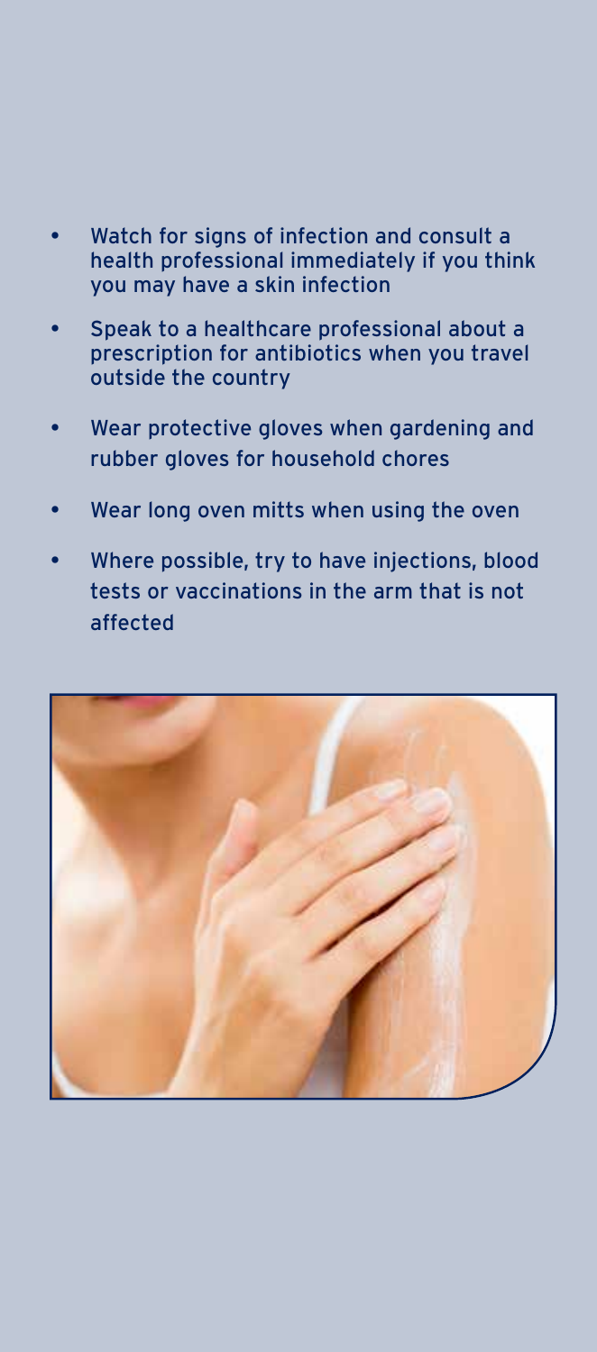- Watch for signs of infection and consult a health professional immediately if you think you may have a skin infection
- Speak to a healthcare professional about a prescription for antibiotics when you travel outside the country
- Wear protective gloves when gardening and rubber gloves for household chores
- Wear long oven mitts when using the oven
- Where possible, try to have injections, blood tests or vaccinations in the arm that is not affected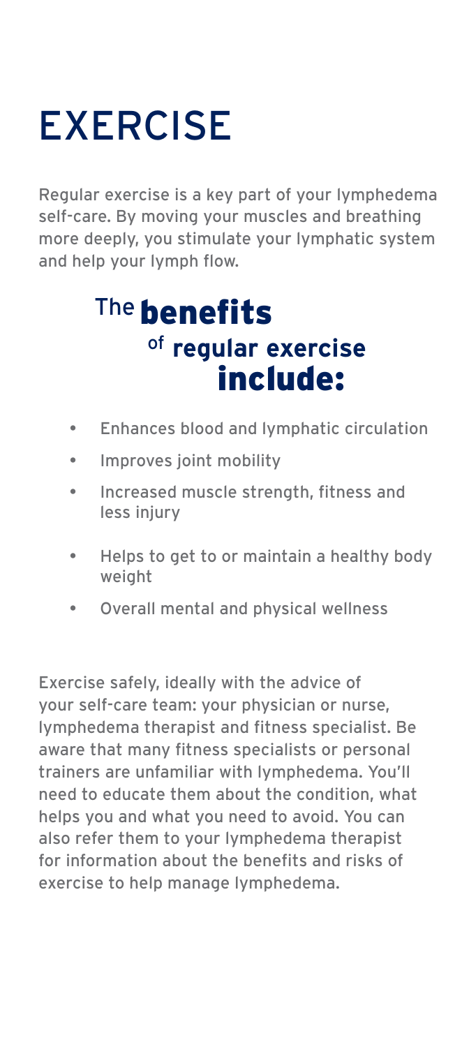# EXERCISE

Regular exercise is a key part of your lymphedema self-care. By moving your muscles and breathing more deeply, you stimulate your lymphatic system and help your lymph flow.

## The **benefits** of **regular exercise** **include:**

- Enhances blood and lymphatic circulation
- Improves joint mobility
- Increased muscle strength, fitness and less injury
- Helps to get to or maintain a healthy body weight
- Overall mental and physical wellness

Exercise safely, ideally with the advice of your self-care team: your physician or nurse, lymphedema therapist and fitness specialist. Be aware that many fitness specialists or personal trainers are unfamiliar with lymphedema. You'll need to educate them about the condition, what helps you and what you need to avoid. You can also refer them to your lymphedema therapist for information about the benefits and risks of exercise to help manage lymphedema.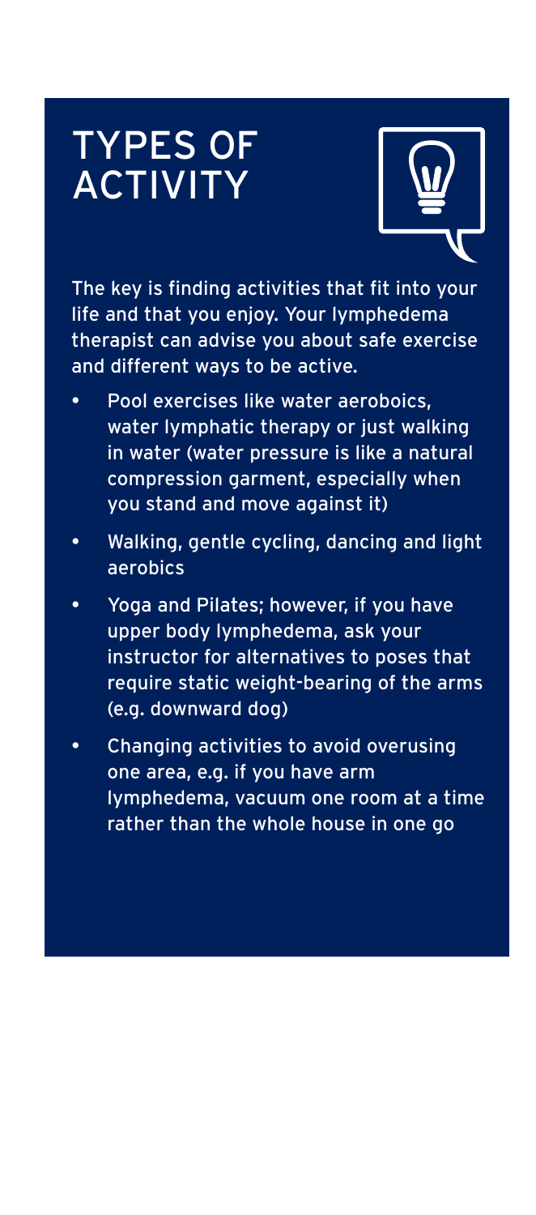# TYPES OF ACTIVITY

The key is finding activities that fit into your life and that you enjoy. Your lymphedema therapist can advise you about safe exercise and different ways to be active.

- Pool exercises like water aerobics, water lymphatic therapy or just walking in water (water pressure is like a natural compression garment, especially when you stand and move against it)
- Walking, gentle cycling, dancing and light aerobics
- Yoga and Pilates; however, if you have upper body lymphedema, ask your instructor for alternatives to poses that require static weight-bearing of the arms (e.g. downward dog)
- Changing activities to avoid overusing one area, e.g. if you have arm lymphedema, vacuum one room at a time rather than the whole house in one go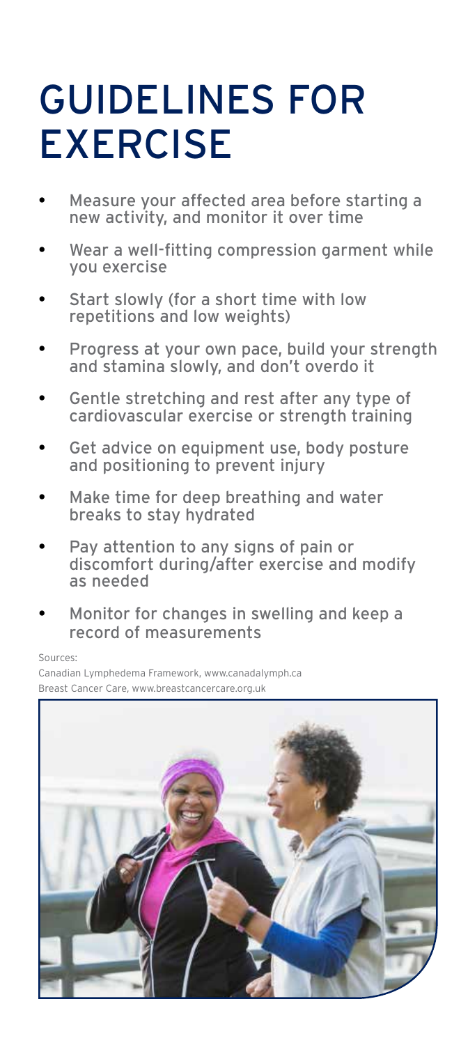# GUIDELINES FOR EXERCISE

- Measure your affected area before starting a new activity, and monitor it over time
- Wear a well-fitting compression garment while you exercise
- Start slowly (for a short time with low repetitions and low weights)
- Progress at your own pace, build your strength and stamina slowly, and don't overdo it
- Gentle stretching and rest after any type of cardiovascular exercise or strength training
- Get advice on equipment use, body posture and positioning to prevent injury
- Make time for deep breathing and water breaks to stay hydrated
- Pay attention to any signs of pain or discomfort during/after exercise and modify as needed
- Monitor for changes in swelling and keep a record of measurements

Sources:
Canadian Lymphedema Framework, www.canadalymph.ca
Breast Cancer Care, www.breastcancercare.org.uk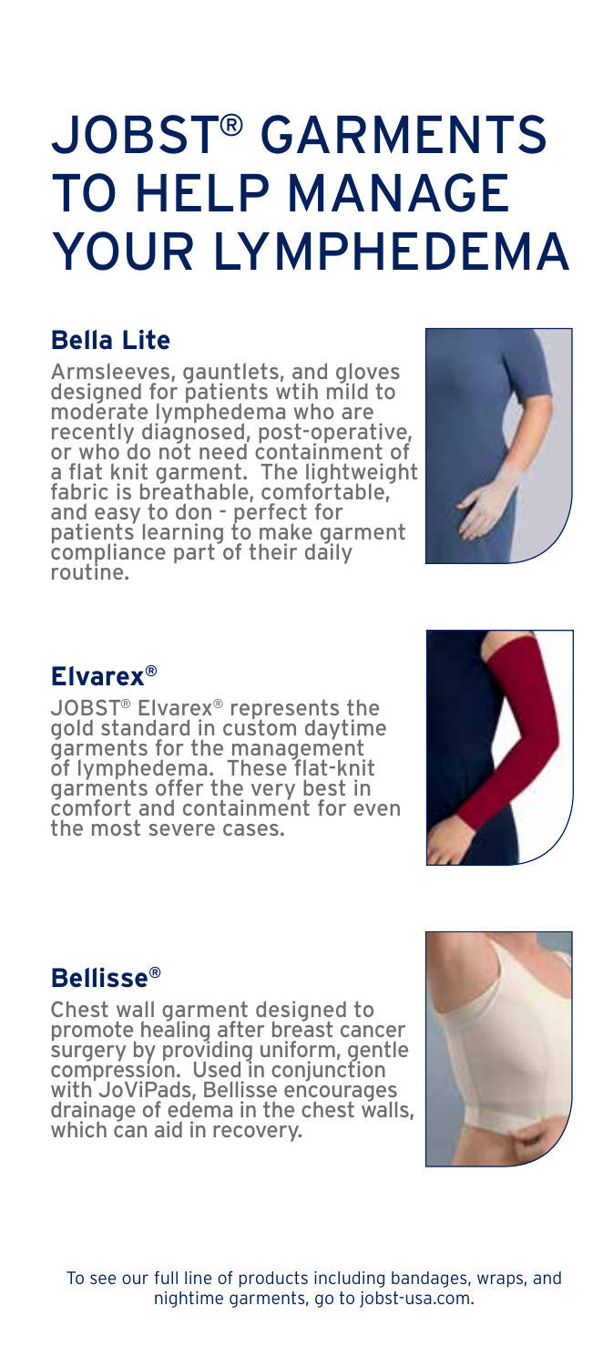# JOBST® GARMENTS TO HELP MANAGE YOUR LYMPHEDEMA

## Bella Lite

Armsleeves, gauntlets, and gloves designed for patients wtih mild to moderate lymphedema who are recently diagnosed, post-operative, or who do not need containment of a flat knit garment. The lightweight fabric is breathable, comfortable, and easy to don - perfect for patients learning to make garment compliance part of their daily routine.

## Elvarex®

JOBST® Elvarex® represents the gold standard in custom daytime garments for the management of lymphedema. These flat-knit garments offer the very best in comfort and containment for even the most severe cases.

## Bellisse®

Chest wall garment designed to promote healing after breast cancer surgery by providing uniform, gentle compression. Used in conjunction with JoViPads, Bellisse encourages drainage of edema in the chest walls, which can aid in recovery.

To see our full line of products including bandages, wraps, and nighttime garments, go to jobst-usa.com.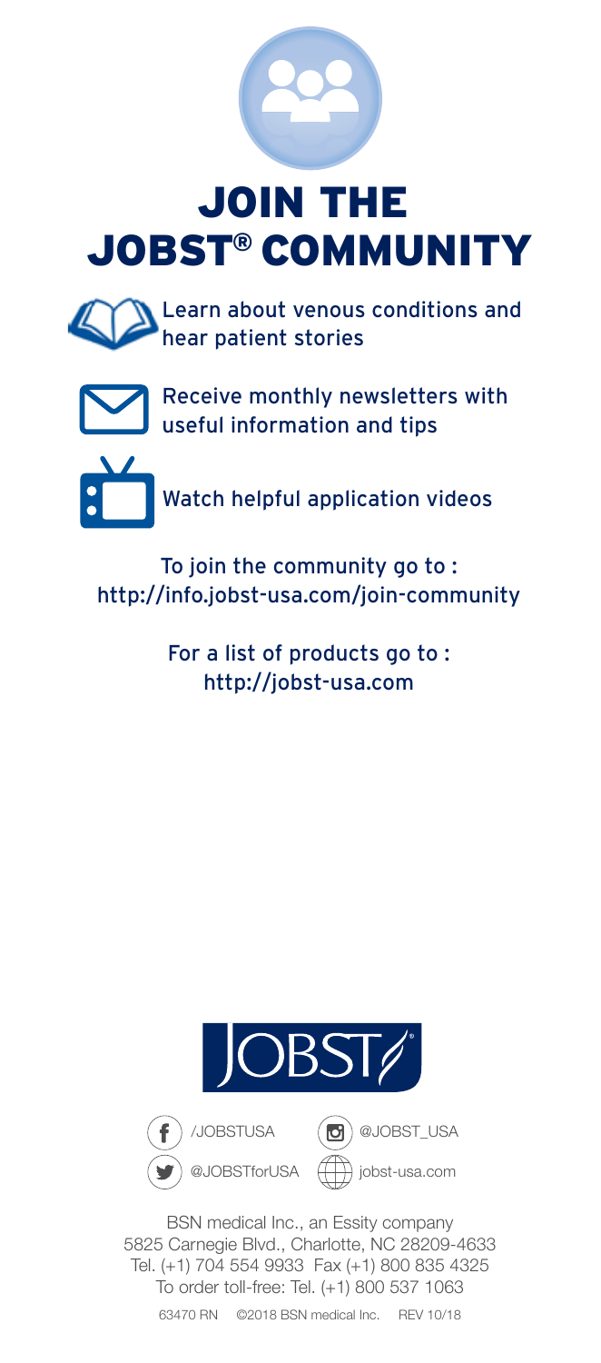# JOIN THE JOBST® COMMUNITY

Learn about venous conditions and hear patient stories

Receive monthly newsletters with useful information and tips

Watch helpful application videos

To join the community go to :
http://info.jobst-usa.com/join-community

For a list of products go to :
http://jobst-usa.com

JOBST®

/JOBSTUSA

@JOBST_USA

@JOBSTforUSA

jobst-usa.com

BSN medical Inc., an Essity company
5825 Carnegie Blvd., Charlotte, NC 28209-4633
Tel. (+1) 704 554 9933 Fax (+1) 800 835 4325
To order toll-free: Tel. (+1) 800 537 1063

63470 RN ©2018 BSN medical Inc. REV 10/18